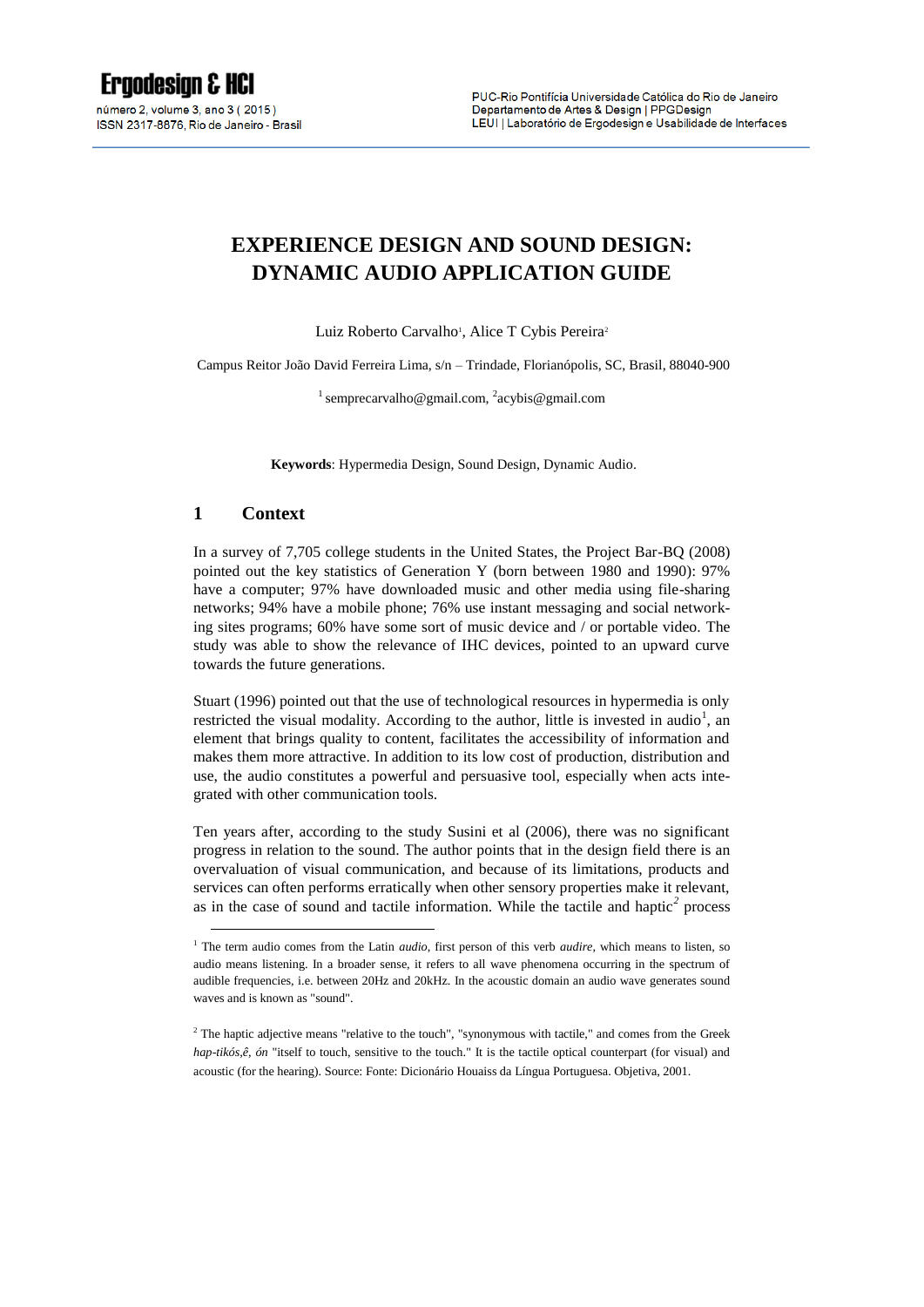# EXPERIENCE DESIGN AND SOUND DESIGN: DYNAMIC AUDIO APPLICATION GUIDE

Luiz Roberto Carvalho[1], Alice T Cybis Pereira[2]

Campus Reitor João David Ferreira Lima, s/n – Trindade, Florianópolis, SC, Brasil, 88040-900

[1] semprecarvalho@gmail.com, [2]acybis@gmail.com

**Keywords**: Hypermedia Design, Sound Design, Dynamic Audio.

## 1 Context

In a survey of 7,705 college students in the United States, the Project Bar-BQ (2008) pointed out the key statistics of Generation Y (born between 1980 and 1990): 97% have a computer; 97% have downloaded music and other media using file-sharing networks; 94% have a mobile phone; 76% use instant messaging and social networking sites programs; 60% have some sort of music device and / or portable video. The study was able to show the relevance of IHC devices, pointed to an upward curve towards the future generations.

Stuart (1996) pointed out that the use of technological resources in hypermedia is only restricted the visual modality. According to the author, little is invested in audio[1], an element that brings quality to content, facilitates the accessibility of information and makes them more attractive. In addition to its low cost of production, distribution and use, the audio constitutes a powerful and persuasive tool, especially when acts integrated with other communication tools.

Ten years after, according to the study Susini et al (2006), there was no significant progress in relation to the sound. The author points that in the design field there is an overvaluation of visual communication, and because of its limitations, products and services can often performs erratically when other sensory properties make it relevant, as in the case of sound and tactile information. While the tactile and haptic[2] process

[1] The term audio comes from the Latin *audio*, first person of this verb *audire*, which means to listen, so audio means listening. In a broader sense, it refers to all wave phenomena occurring in the spectrum of audible frequencies, i.e. between 20Hz and 20kHz. In the acoustic domain an audio wave generates sound waves and is known as "sound".

[2] The haptic adjective means "relative to the touch", "synonymous with tactile," and comes from the Greek *hap-tikós,ê, ón* "itself to touch, sensitive to the touch." It is the tactile optical counterpart (for visual) and acoustic (for the hearing). Source: Fonte: Dicionário Houaiss da Língua Portuguesa. Objetiva, 2001.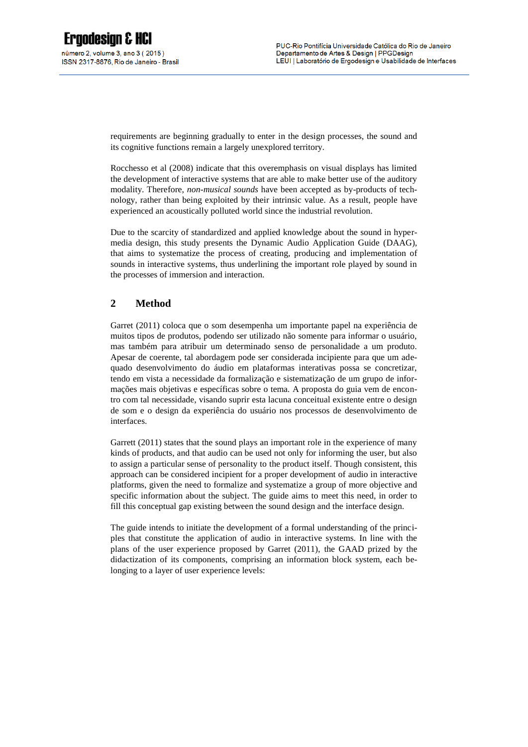requirements are beginning gradually to enter in the design processes, the sound and its cognitive functions remain a largely unexplored territory.

Rocchesso et al (2008) indicate that this overemphasis on visual displays has limited the development of interactive systems that are able to make better use of the auditory modality. Therefore, *non-musical sounds* have been accepted as by-products of technology, rather than being exploited by their intrinsic value. As a result, people have experienced an acoustically polluted world since the industrial revolution.

Due to the scarcity of standardized and applied knowledge about the sound in hypermedia design, this study presents the Dynamic Audio Application Guide (DAAG), that aims to systematize the process of creating, producing and implementation of sounds in interactive systems, thus underlining the important role played by sound in the processes of immersion and interaction.

## 2 Method

Garret (2011) coloca que o som desempenha um importante papel na experiência de muitos tipos de produtos, podendo ser utilizado não somente para informar o usuário, mas também para atribuir um determinado senso de personalidade a um produto. Apesar de coerente, tal abordagem pode ser considerada incipiente para que um adequado desenvolvimento do áudio em plataformas interativas possa se concretizar, tendo em vista a necessidade da formalização e sistematização de um grupo de informações mais objetivas e específicas sobre o tema. A proposta do guia vem de encontro com tal necessidade, visando suprir esta lacuna conceitual existente entre o design de som e o design da experiência do usuário nos processos de desenvolvimento de interfaces.

Garrett (2011) states that the sound plays an important role in the experience of many kinds of products, and that audio can be used not only for informing the user, but also to assign a particular sense of personality to the product itself. Though consistent, this approach can be considered incipient for a proper development of audio in interactive platforms, given the need to formalize and systematize a group of more objective and specific information about the subject. The guide aims to meet this need, in order to fill this conceptual gap existing between the sound design and the interface design.

The guide intends to initiate the development of a formal understanding of the principles that constitute the application of audio in interactive systems. In line with the plans of the user experience proposed by Garret (2011), the GAAD prized by the didactization of its components, comprising an information block system, each belonging to a layer of user experience levels: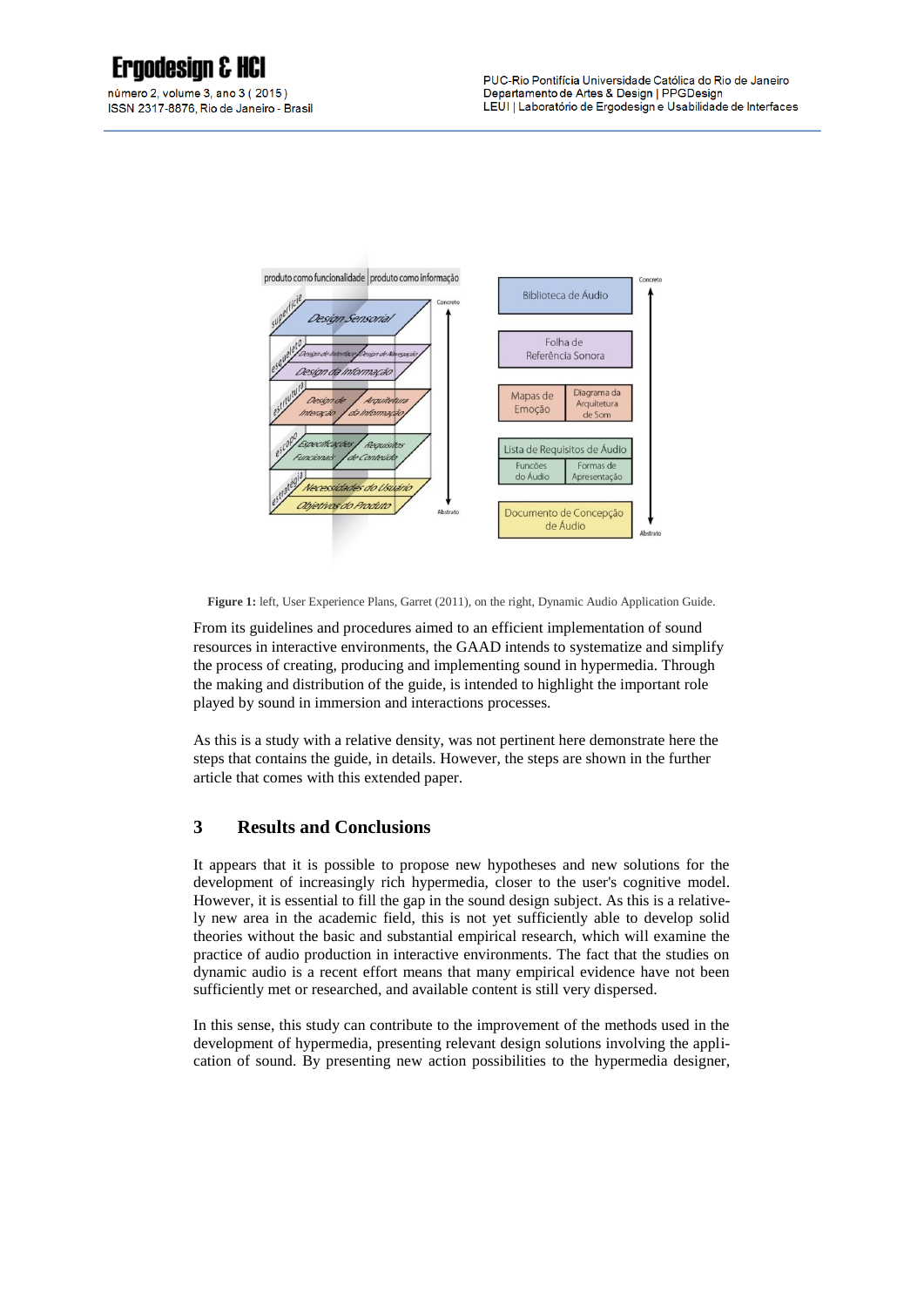**Figure 1:** left, User Experience Plans, Garret (2011), on the right, Dynamic Audio Application Guide.

From its guidelines and procedures aimed to an efficient implementation of sound resources in interactive environments, the GAAD intends to systematize and simplify the process of creating, producing and implementing sound in hypermedia. Through the making and distribution of the guide, is intended to highlight the important role played by sound in immersion and interactions processes.

As this is a study with a relative density, was not pertinent here demonstrate here the steps that contains the guide, in details. However, the steps are shown in the further article that comes with this extended paper.

## 3 Results and Conclusions

It appears that it is possible to propose new hypotheses and new solutions for the development of increasingly rich hypermedia, closer to the user's cognitive model. However, it is essential to fill the gap in the sound design subject. As this is a relatively new area in the academic field, this is not yet sufficiently able to develop solid theories without the basic and substantial empirical research, which will examine the practice of audio production in interactive environments. The fact that the studies on dynamic audio is a recent effort means that many empirical evidence have not been sufficiently met or researched, and available content is still very dispersed.

In this sense, this study can contribute to the improvement of the methods used in the development of hypermedia, presenting relevant design solutions involving the application of sound. By presenting new action possibilities to the hypermedia designer,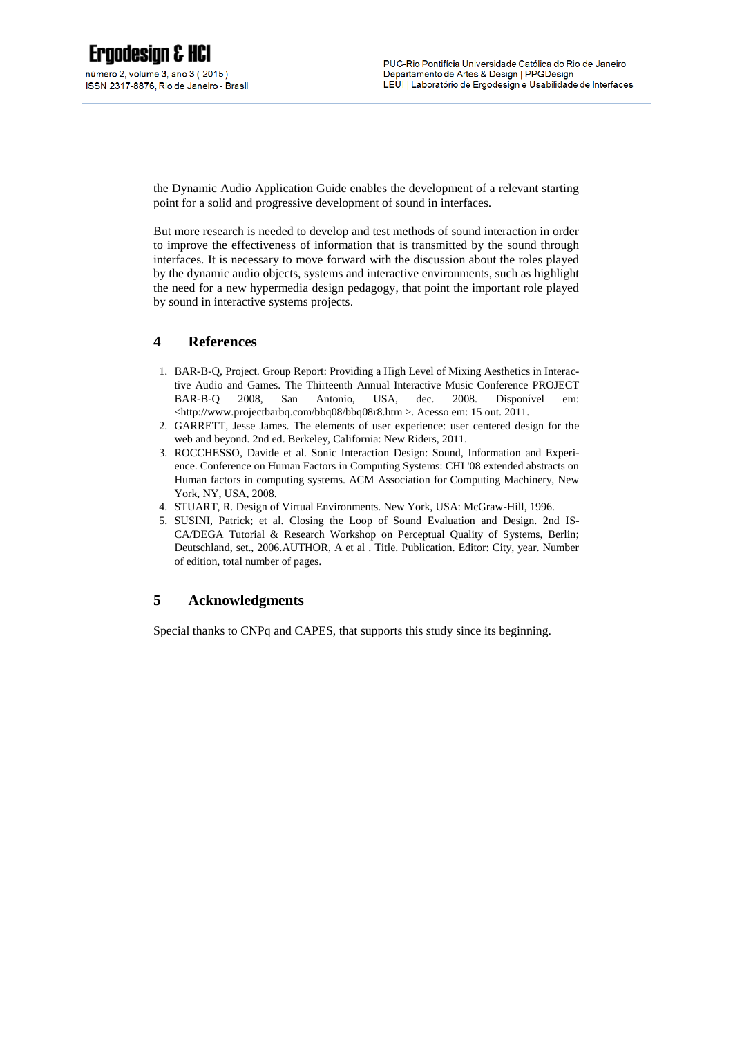the Dynamic Audio Application Guide enables the development of a relevant starting point for a solid and progressive development of sound in interfaces.

But more research is needed to develop and test methods of sound interaction in order to improve the effectiveness of information that is transmitted by the sound through interfaces. It is necessary to move forward with the discussion about the roles played by the dynamic audio objects, systems and interactive environments, such as highlight the need for a new hypermedia design pedagogy, that point the important role played by sound in interactive systems projects.

## 4 References

1. BAR-B-Q, Project. Group Report: Providing a High Level of Mixing Aesthetics in Interactive Audio and Games. The Thirteenth Annual Interactive Music Conference PROJECT BAR-B-Q 2008, San Antonio, USA, dec. 2008. Disponível em: <http://www.projectbarbq.com/bbq08/bbq08r8.htm >. Acesso em: 15 out. 2011.
2. GARRETT, Jesse James. The elements of user experience: user centered design for the web and beyond. 2nd ed. Berkeley, California: New Riders, 2011.
3. ROCCHESSO, Davide et al. Sonic Interaction Design: Sound, Information and Experience. Conference on Human Factors in Computing Systems: CHI '08 extended abstracts on Human factors in computing systems. ACM Association for Computing Machinery, New York, NY, USA, 2008.
4. STUART, R. Design of Virtual Environments. New York, USA: McGraw-Hill, 1996.
5. SUSINI, Patrick; et al. Closing the Loop of Sound Evaluation and Design. 2nd ISCA/DEGA Tutorial & Research Workshop on Perceptual Quality of Systems, Berlin; Deutschland, set., 2006.AUTHOR, A et al . Title. Publication. Editor: City, year. Number of edition, total number of pages.

## 5 Acknowledgments

Special thanks to CNPq and CAPES, that supports this study since its beginning.